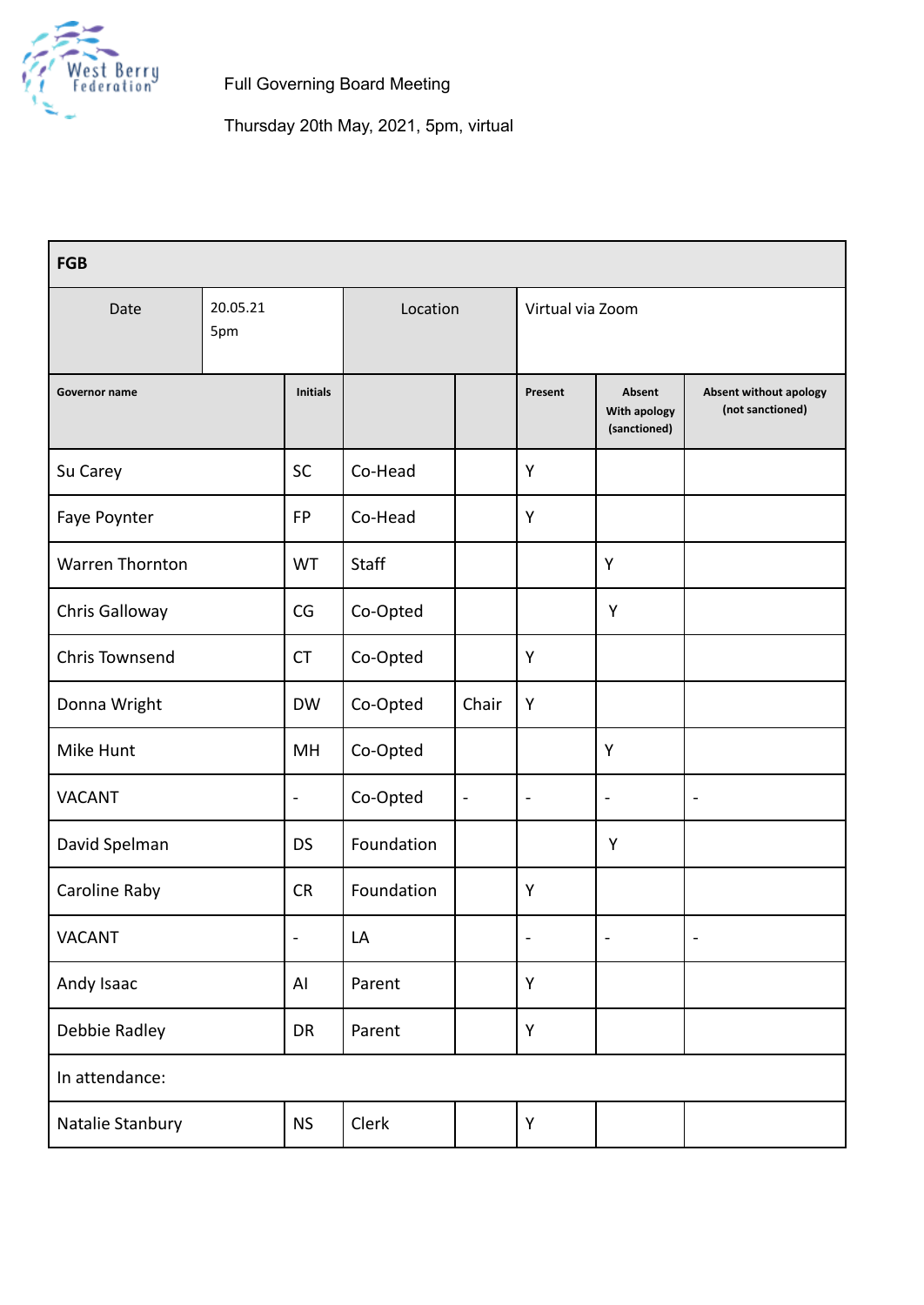West Berry Federation

Full Governing Board Meeting

Thursday 20th May, 2021, 5pm, virtual

| FGB | | | | | | | |
|---|---|---|---|---|---|---|---|
| Date | 20.05.21 5pm | | Location | | Virtual via Zoom | | |
| Governor name | Initials | | | Present | Absent With apology (sanctioned) | Absent without apology (not sanctioned) | |
| Su Carey | SC | Co-Head | | Y | | | |
| Faye Poynter | FP | Co-Head | | Y | | | |
| Warren Thornton | WT | Staff | | | Y | | |
| Chris Galloway | CG | Co-Opted | | | Y | | |
| Chris Townsend | CT | Co-Opted | | Y | | | |
| Donna Wright | DW | Co-Opted | Chair | Y | | | |
| Mike Hunt | MH | Co-Opted | | | Y | | |
| VACANT | - | Co-Opted | - | - | - | - | |
| David Spelman | DS | Foundation | | | Y | | |
| Caroline Raby | CR | Foundation | | Y | | | |
| VACANT | - | LA | | - | - | - | |
| Andy Isaac | AI | Parent | | Y | | | |
| Debbie Radley | DR | Parent | | Y | | | |
| In attendance: | | | | | | | |
| Natalie Stanbury | NS | Clerk | | Y | | | |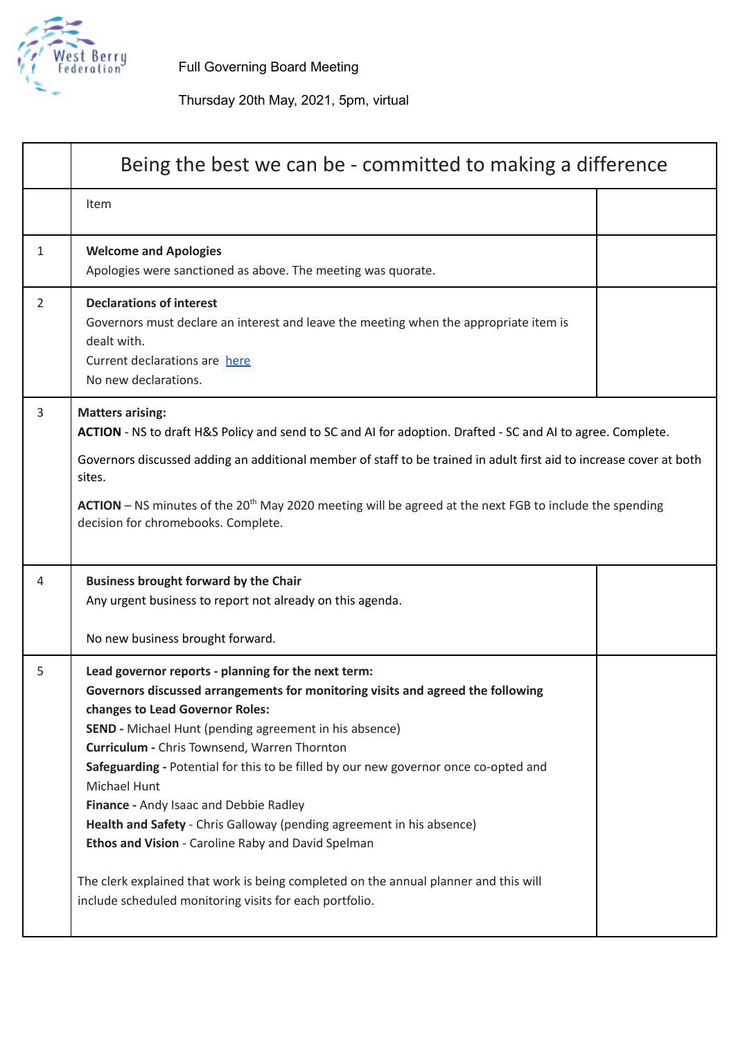Full Governing Board Meeting

Thursday 20th May, 2021, 5pm, virtual

| | Being the best we can be - committed to making a difference | |
|---|---|---|
| | Item | |
| 1 | **Welcome and Apologies**<br>Apologies were sanctioned as above. The meeting was quorate. | |
| 2 | **Declarations of interest**<br>Governors must declare an interest and leave the meeting when the appropriate item is dealt with.<br>Current declarations are [here]<br>No new declarations. | |
| 3 | **Matters arising:**<br>**ACTION** - NS to draft H&S Policy and send to SC and AI for adoption. Drafted - SC and AI to agree. Complete.<br>Governors discussed adding an additional member of staff to be trained in adult first aid to increase cover at both sites.<br>**ACTION** – NS minutes of the 20th May 2020 meeting will be agreed at the next FGB to include the spending decision for chromebooks. Complete. | |
| 4 | **Business brought forward by the Chair**<br>Any urgent business to report not already on this agenda.<br><br>No new business brought forward. | |
| 5 | **Lead governor reports - planning for the next term:**<br>**Governors discussed arrangements for monitoring visits and agreed the following changes to Lead Governor Roles:**<br>**SEND -** Michael Hunt (pending agreement in his absence)<br>**Curriculum -** Chris Townsend, Warren Thornton<br>**Safeguarding -** Potential for this to be filled by our new governor once co-opted and Michael Hunt<br>**Finance -** Andy Isaac and Debbie Radley<br>**Health and Safety** - Chris Galloway (pending agreement in his absence)<br>**Ethos and Vision** - Caroline Raby and David Spelman<br><br>The clerk explained that work is being completed on the annual planner and this will include scheduled monitoring visits for each portfolio. | |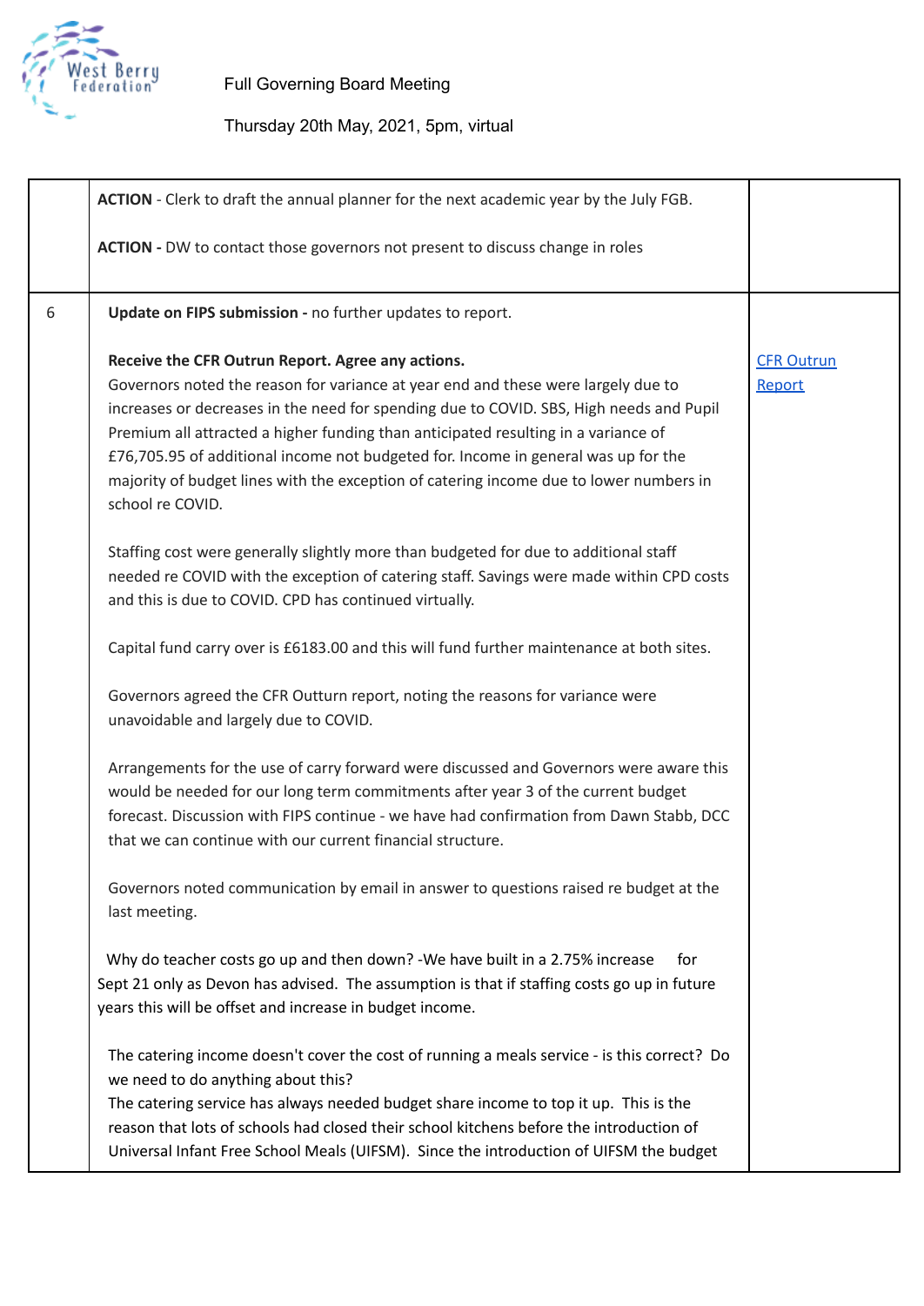Full Governing Board Meeting

Thursday 20th May, 2021, 5pm, virtual

| | | |
|---|---|---|
| | **ACTION** - Clerk to draft the annual planner for the next academic year by the July FGB.<br><br>**ACTION -** DW to contact those governors not present to discuss change in roles | |
| 6 | **Update on FIPS submission -** no further updates to report.<br><br>**Receive the CFR Outrun Report. Agree any actions.**<br>Governors noted the reason for variance at year end and these were largely due to increases or decreases in the need for spending due to COVID. SBS, High needs and Pupil Premium all attracted a higher funding than anticipated resulting in a variance of £76,705.95 of additional income not budgeted for. Income in general was up for the majority of budget lines with the exception of catering income due to lower numbers in school re COVID.<br><br>Staffing cost were generally slightly more than budgeted for due to additional staff needed re COVID with the exception of catering staff. Savings were made within CPD costs and this is due to COVID. CPD has continued virtually.<br><br>Capital fund carry over is £6183.00 and this will fund further maintenance at both sites.<br><br>Governors agreed the CFR Outturn report, noting the reasons for variance were unavoidable and largely due to COVID.<br><br>Arrangements for the use of carry forward were discussed and Governors were aware this would be needed for our long term commitments after year 3 of the current budget forecast. Discussion with FIPS continue - we have had confirmation from Dawn Stabb, DCC that we can continue with our current financial structure.<br><br>Governors noted communication by email in answer to questions raised re budget at the last meeting.<br><br>Why do teacher costs go up and then down? -We have built in a 2.75% increase for Sept 21 only as Devon has advised. The assumption is that if staffing costs go up in future years this will be offset and increase in budget income.<br><br>The catering income doesn't cover the cost of running a meals service - is this correct? Do we need to do anything about this?<br>The catering service has always needed budget share income to top it up. This is the reason that lots of schools had closed their school kitchens before the introduction of Universal Infant Free School Meals (UIFSM). Since the introduction of UIFSM the budget | CFR Outrun Report |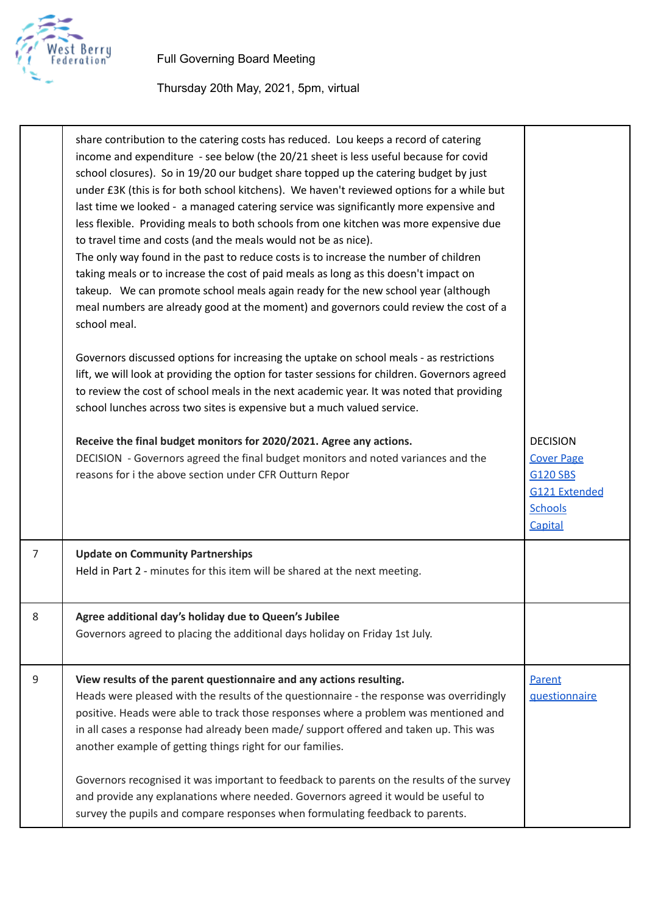| | | |
|---|---|---|
| | share contribution to the catering costs has reduced. Lou keeps a record of catering income and expenditure - see below (the 20/21 sheet is less useful because for covid school closures). So in 19/20 our budget share topped up the catering budget by just under £3K (this is for both school kitchens). We haven't reviewed options for a while but last time we looked - a managed catering service was significantly more expensive and less flexible. Providing meals to both schools from one kitchen was more expensive due to travel time and costs (and the meals would not be as nice).<br>The only way found in the past to reduce costs is to increase the number of children taking meals or to increase the cost of paid meals as long as this doesn't impact on takeup. We can promote school meals again ready for the new school year (although meal numbers are already good at the moment) and governors could review the cost of a school meal.<br><br>Governors discussed options for increasing the uptake on school meals - as restrictions lift, we will look at providing the option for taster sessions for children. Governors agreed to review the cost of school meals in the next academic year. It was noted that providing school lunches across two sites is expensive but a much valued service.<br><br>**Receive the final budget monitors for 2020/2021. Agree any actions.**<br>DECISION - Governors agreed the final budget monitors and noted variances and the reasons for i the above section under CFR Outturn Repor | DECISION<br>Cover Page<br>G120 SBS<br>G121 Extended Schools<br>Capital |
| 7 | **Update on Community Partnerships**<br>Held in Part 2 - minutes for this item will be shared at the next meeting. | |
| 8 | **Agree additional day's holiday due to Queen's Jubilee**<br>Governors agreed to placing the additional days holiday on Friday 1st July. | |
| 9 | **View results of the parent questionnaire and any actions resulting.**<br>Heads were pleased with the results of the questionnaire - the response was overridingly positive. Heads were able to track those responses where a problem was mentioned and in all cases a response had already been made/ support offered and taken up. This was another example of getting things right for our families.<br><br>Governors recognised it was important to feedback to parents on the results of the survey and provide any explanations where needed. Governors agreed it would be useful to survey the pupils and compare responses when formulating feedback to parents. | Parent questionnaire |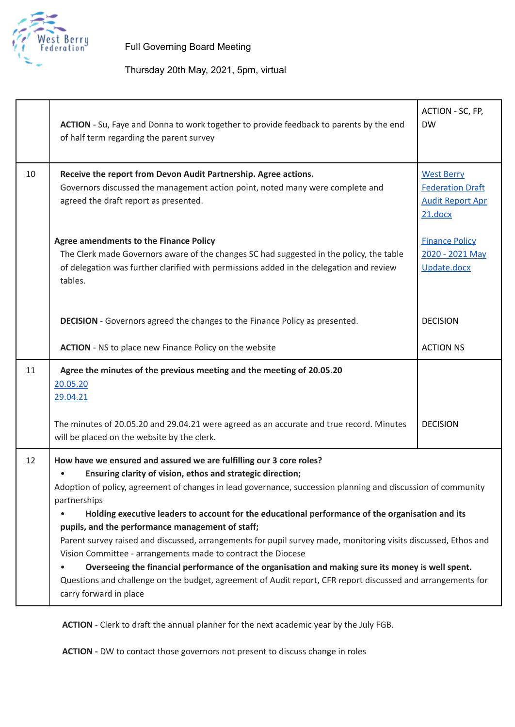Full Governing Board Meeting

Thursday 20th May, 2021, 5pm, virtual

| | | |
|---|---|---|
| | **ACTION** - Su, Faye and Donna to work together to provide feedback to parents by the end of half term regarding the parent survey | ACTION - SC, FP, DW |
| 10 | **Receive the report from Devon Audit Partnership. Agree actions.**<br>Governors discussed the management action point, noted many were complete and agreed the draft report as presented. | West Berry Federation Draft Audit Report Apr 21.docx |
| | **Agree amendments to the Finance Policy**<br>The Clerk made Governors aware of the changes SC had suggested in the policy, the table of delegation was further clarified with permissions added in the delegation and review tables. | Finance Policy 2020 - 2021 May Update.docx |
| | **DECISION** - Governors agreed the changes to the Finance Policy as presented. | DECISION |
| | **ACTION** - NS to place new Finance Policy on the website | ACTION NS |
| 11 | **Agree the minutes of the previous meeting and the meeting of 20.05.20**<br>20.05.20<br>29.04.21<br><br>The minutes of 20.05.20 and 29.04.21 were agreed as an accurate and true record. Minutes will be placed on the website by the clerk. | DECISION |
| 12 | **How have we ensured and assured we are fulfilling our 3 core roles?**<br>• **Ensuring clarity of vision, ethos and strategic direction;**<br>Adoption of policy, agreement of changes in lead governance, succession planning and discussion of community partnerships<br>• **Holding executive leaders to account for the educational performance of the organisation and its pupils, and the performance management of staff;**<br>Parent survey raised and discussed, arrangements for pupil survey made, monitoring visits discussed, Ethos and Vision Committee - arrangements made to contract the Diocese<br>• **Overseeing the financial performance of the organisation and making sure its money is well spent.**<br>Questions and challenge on the budget, agreement of Audit report, CFR report discussed and arrangements for carry forward in place | |

**ACTION** - Clerk to draft the annual planner for the next academic year by the July FGB.

**ACTION -** DW to contact those governors not present to discuss change in roles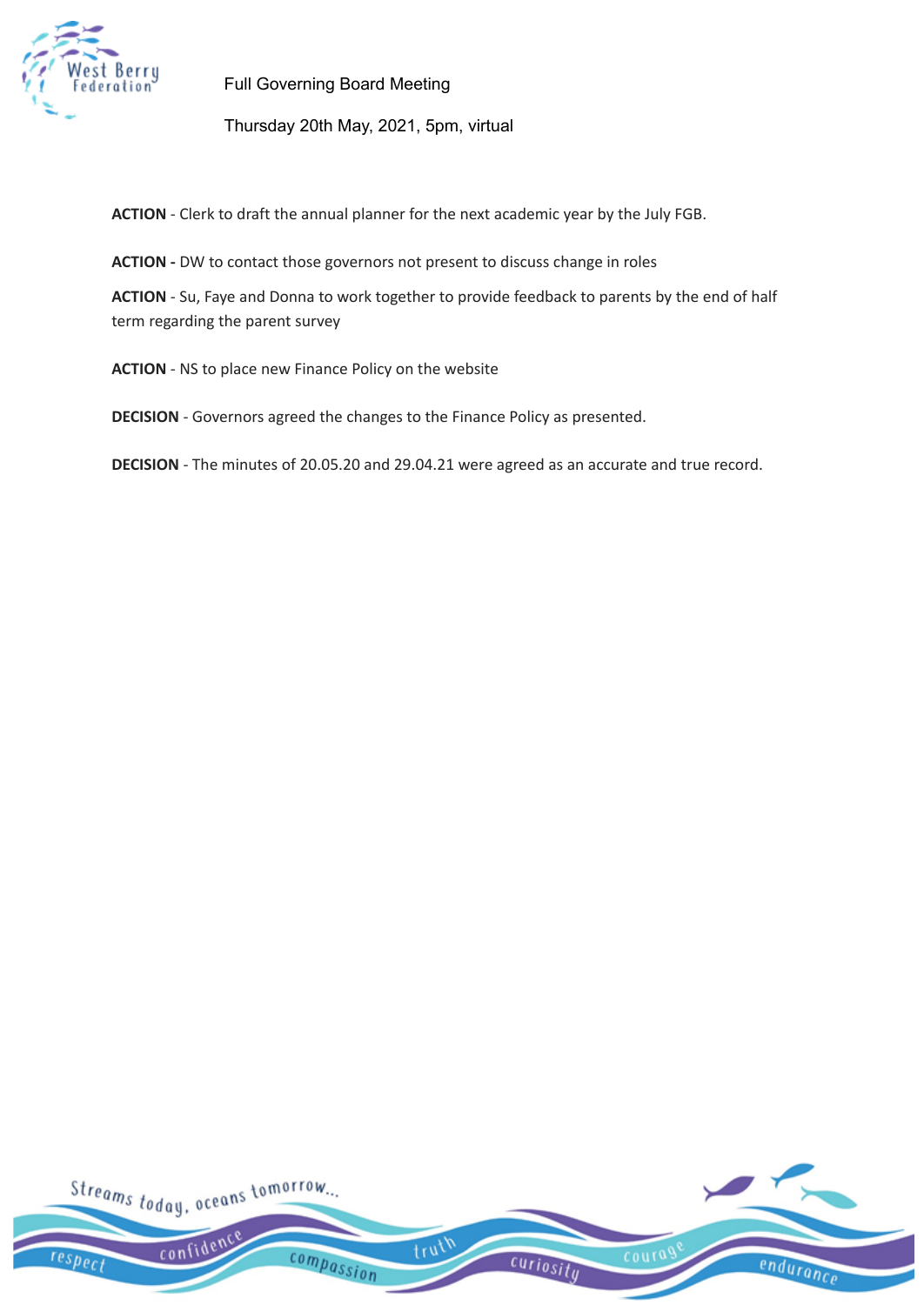Full Governing Board Meeting

Thursday 20th May, 2021, 5pm, virtual

**ACTION** - Clerk to draft the annual planner for the next academic year by the July FGB.

**ACTION -** DW to contact those governors not present to discuss change in roles

**ACTION** - Su, Faye and Donna to work together to provide feedback to parents by the end of half term regarding the parent survey

**ACTION** - NS to place new Finance Policy on the website

**DECISION** - Governors agreed the changes to the Finance Policy as presented.

**DECISION** - The minutes of 20.05.20 and 29.04.21 were agreed as an accurate and true record.